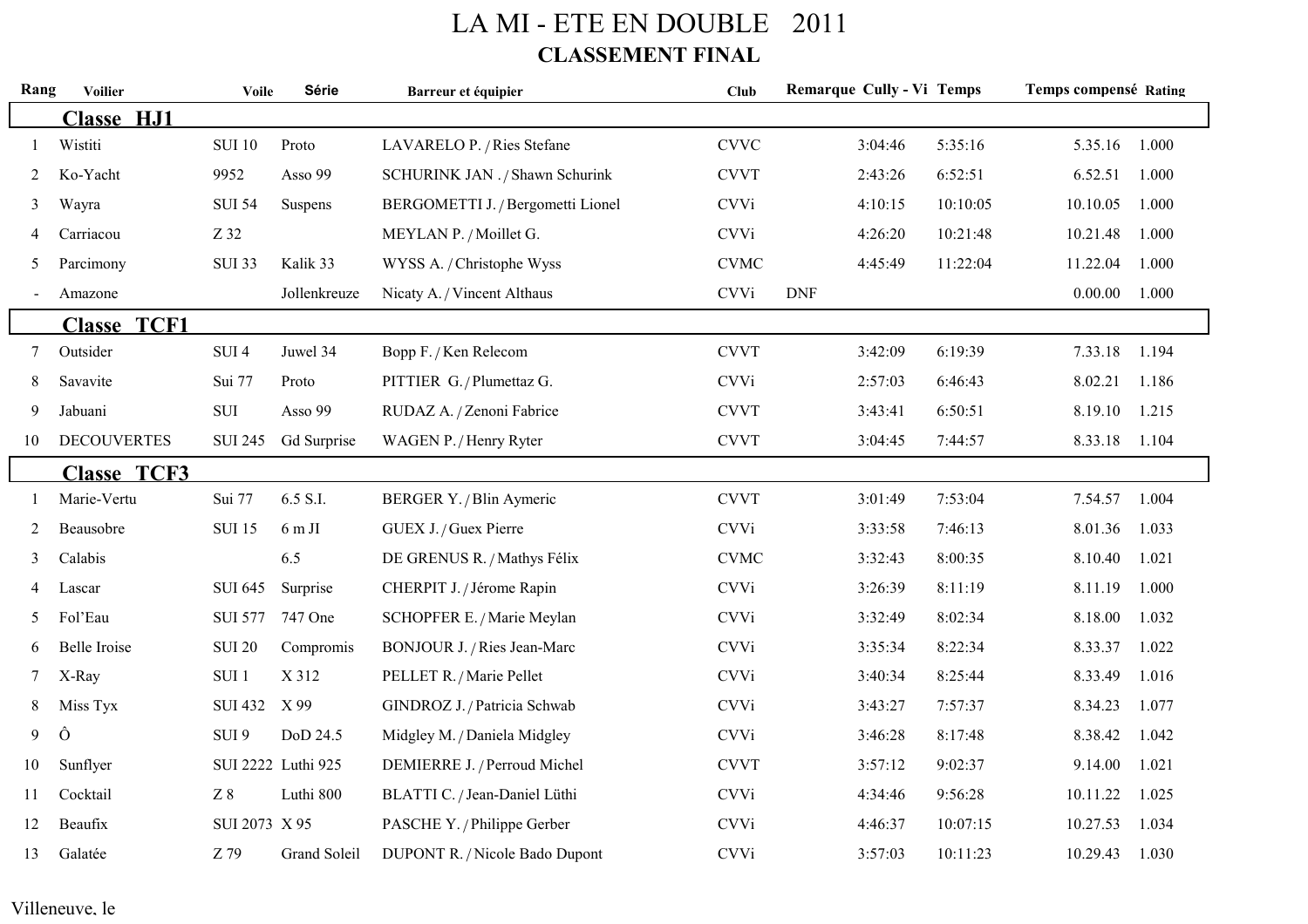# LA MI - ETE EN DOUBLE 2011

## CLASSEMENT FINAL

| Rang | Voilier | Voile | Série | Barreur et équipier | Club | Remarque | Cully - Vi | Temps | Temps compensé | Rating |
|---|---|---|---|---|---|---|---|---|---|---|
| **Classe HJ1** | | | | | | | | | | |
| 1 | Wistiti | SUI 10 | Proto | LAVARELO P. / Ries Stefane | CVVC | | 3:04:46 | 5:35:16 | 5.35.16 | 1.000 |
| 2 | Ko-Yacht | 9952 | Asso 99 | SCHURINK JAN . / Shawn Schurink | CVVT | | 2:43:26 | 6:52:51 | 6.52.51 | 1.000 |
| 3 | Wayra | SUI 54 | Suspens | BERGOMETTI J. / Bergometti Lionel | CVVi | | 4:10:15 | 10:10:05 | 10.10.05 | 1.000 |
| 4 | Carriacou | Z 32 | | MEYLAN P. / Moillet G. | CVVi | | 4:26:20 | 10:21:48 | 10.21.48 | 1.000 |
| 5 | Parcimony | SUI 33 | Kalik 33 | WYSS A. / Christophe Wyss | CVMC | | 4:45:49 | 11:22:04 | 11.22.04 | 1.000 |
| - | Amazone | | Jollenkreuze | Nicaty A. / Vincent Althaus | CVVi | DNF | | | 0.00.00 | 1.000 |
| **Classe TCF1** | | | | | | | | | | |
| 7 | Outsider | SUI 4 | Juwel 34 | Bopp F. / Ken Relecom | CVVT | | 3:42:09 | 6:19:39 | 7.33.18 | 1.194 |
| 8 | Savavite | Sui 77 | Proto | PITTIER G. / Plumettaz G. | CVVi | | 2:57:03 | 6:46:43 | 8.02.21 | 1.186 |
| 9 | Jabuani | SUI | Asso 99 | RUDAZ A. / Zenoni Fabrice | CVVT | | 3:43:41 | 6:50:51 | 8.19.10 | 1.215 |
| 10 | DECOUVERTES | SUI 245 | Gd Surprise | WAGEN P. / Henry Ryter | CVVT | | 3:04:45 | 7:44:57 | 8.33.18 | 1.104 |
| **Classe TCF3** | | | | | | | | | | |
| 1 | Marie-Vertu | Sui 77 | 6.5 S.I. | BERGER Y. / Blin Aymeric | CVVT | | 3:01:49 | 7:53:04 | 7.54.57 | 1.004 |
| 2 | Beausobre | SUI 15 | 6 m JI | GUEX J. / Guex Pierre | CVVi | | 3:33:58 | 7:46:13 | 8.01.36 | 1.033 |
| 3 | Calabis | | 6.5 | DE GRENUS R. / Mathys Félix | CVMC | | 3:32:43 | 8:00:35 | 8.10.40 | 1.021 |
| 4 | Lascar | SUI 645 | Surprise | CHERPIT J. / Jérome Rapin | CVVi | | 3:26:39 | 8:11:19 | 8.11.19 | 1.000 |
| 5 | Fol'Eau | SUI 577 | 747 One | SCHOPFER E. / Marie Meylan | CVVi | | 3:32:49 | 8:02:34 | 8.18.00 | 1.032 |
| 6 | Belle Iroise | SUI 20 | Compromis | BONJOUR J. / Ries Jean-Marc | CVVi | | 3:35:34 | 8:22:34 | 8.33.37 | 1.022 |
| 7 | X-Ray | SUI 1 | X 312 | PELLET R. / Marie Pellet | CVVi | | 3:40:34 | 8:25:44 | 8.33.49 | 1.016 |
| 8 | Miss Tyx | SUI 432 | X 99 | GINDROZ J. / Patricia Schwab | CVVi | | 3:43:27 | 7:57:37 | 8.34.23 | 1.077 |
| 9 | Ô | SUI 9 | DoD 24.5 | Midgley M. / Daniela Midgley | CVVi | | 3:46:28 | 8:17:48 | 8.38.42 | 1.042 |
| 10 | Sunflyer | SUI 2222 | Luthi 925 | DEMIERRE J. / Perroud Michel | CVVT | | 3:57:12 | 9:02:37 | 9.14.00 | 1.021 |
| 11 | Cocktail | Z 8 | Luthi 800 | BLATTI C. / Jean-Daniel Lüthi | CVVi | | 4:34:46 | 9:56:28 | 10.11.22 | 1.025 |
| 12 | Beaufix | SUI 2073 | X 95 | PASCHE Y. / Philippe Gerber | CVVi | | 4:46:37 | 10:07:15 | 10.27.53 | 1.034 |
| 13 | Galatée | Z 79 | Grand Soleil | DUPONT R. / Nicole Bado Dupont | CVVi | | 3:57:03 | 10:11:23 | 10.29.43 | 1.030 |

Villeneuve, le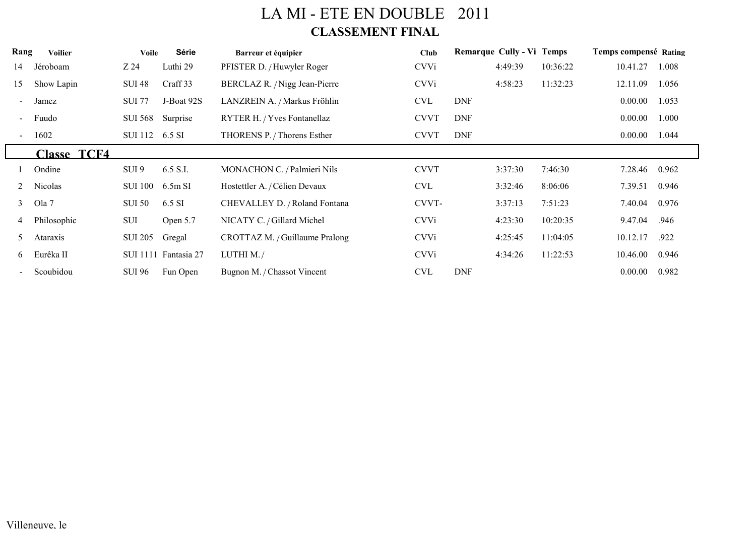# LA MI - ETE EN DOUBLE 2011

## CLASSEMENT FINAL

| Rang | Voilier | Voile | Série | Barreur et équipier | Club | Remarque | Cully - Vi | Temps | Temps compensé | Rating |
|---|---|---|---|---|---|---|---|---|---|---|
| 14 | Jéroboam | Z 24 | Luthi 29 | PFISTER D. / Huwyler Roger | CVVi | | 4:49:39 | 10:36:22 | 10.41.27 | 1.008 |
| 15 | Show Lapin | SUI 48 | Craff 33 | BERCLAZ R. / Nigg Jean-Pierre | CVVi | | 4:58:23 | 11:32:23 | 12.11.09 | 1.056 |
| - | Jamez | SUI 77 | J-Boat 92S | LANZREIN A. / Markus Fröhlin | CVL | DNF | | | 0.00.00 | 1.053 |
| - | Fuudo | SUI 568 | Surprise | RYTER H. / Yves Fontanellaz | CVVT | DNF | | | 0.00.00 | 1.000 |
| - | 1602 | SUI 112 | 6.5 SI | THORENS P. / Thorens Esther | CVVT | DNF | | | 0.00.00 | 1.044 |
| **Classe TCF4** | | | | | | | | | | |
| 1 | Ondine | SUI 9 | 6.5 S.I. | MONACHON C. / Palmieri Nils | CVVT | | 3:37:30 | 7:46:30 | 7.28.46 | 0.962 |
| 2 | Nicolas | SUI 100 | 6.5m SI | Hostettler A. / Célien Devaux | CVL | | 3:32:46 | 8:06:06 | 7.39.51 | 0.946 |
| 3 | Ola 7 | SUI 50 | 6.5 SI | CHEVALLEY D. / Roland Fontana | CVVT- | | 3:37:13 | 7:51:23 | 7.40.04 | 0.976 |
| 4 | Philosophic | SUI | Open 5.7 | NICATY C. / Gillard Michel | CVVi | | 4:23:30 | 10:20:35 | 9.47.04 | .946 |
| 5 | Ataraxis | SUI 205 | Gregal | CROTTAZ M. / Guillaume Pralong | CVVi | | 4:25:45 | 11:04:05 | 10.12.17 | .922 |
| 6 | Eurêka II | SUI 1111 | Fantasia 27 | LUTHI M. / | CVVi | | 4:34:26 | 11:22:53 | 10.46.00 | 0.946 |
| - | Scoubidou | SUI 96 | Fun Open | Bugnon M. / Chassot Vincent | CVL | DNF | | | 0.00.00 | 0.982 |

Villeneuve, le